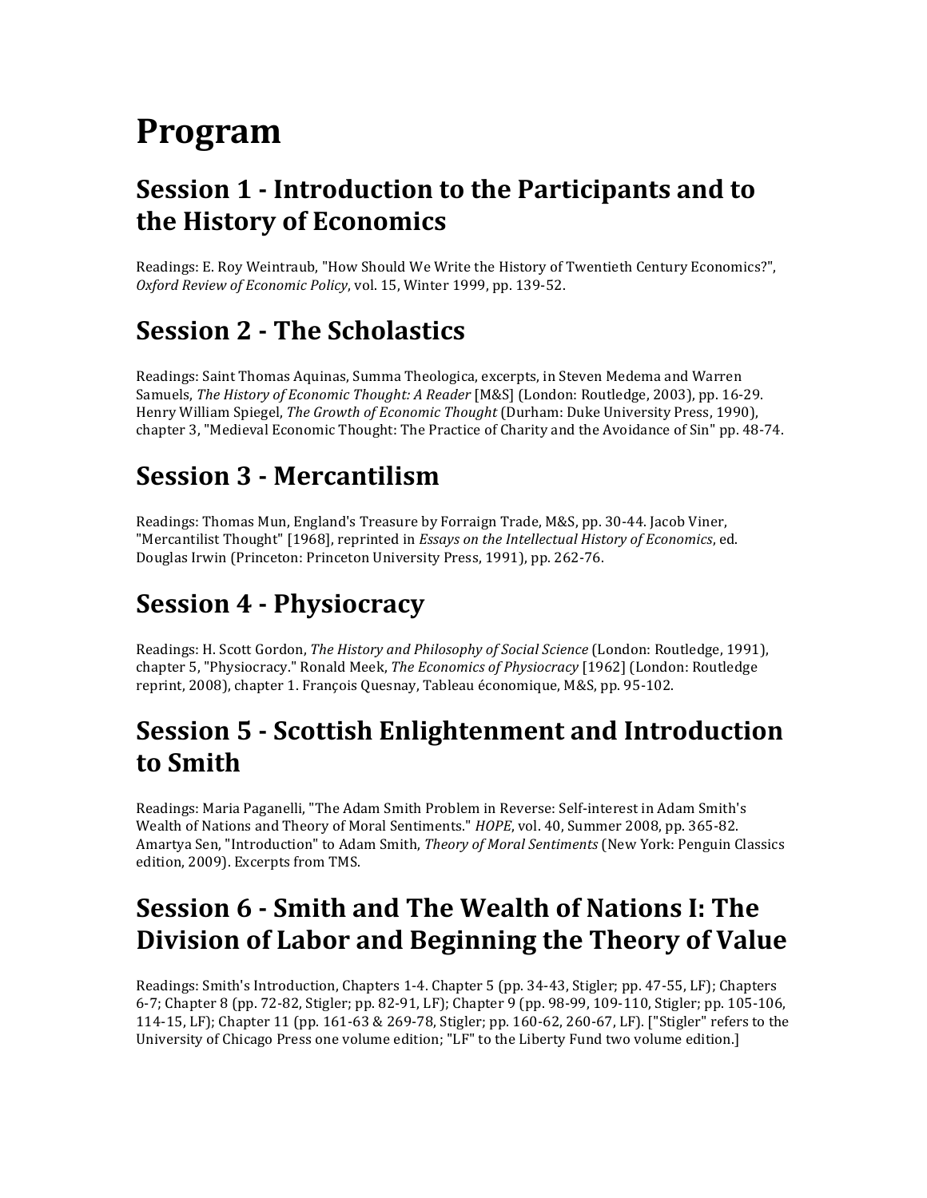# Program

## Session 1 - Introduction to the Participants and to the History of Economics

Readings: E. Roy Weintraub, "How Should We Write the History of Twentieth Century Economics?", *Oxford Review of Economic Policy*, vol. 15, Winter 1999, pp. 139-52.

## Session 2 - The Scholastics

Readings: Saint Thomas Aquinas, Summa Theologica, excerpts, in Steven Medema and Warren Samuels, *The History of Economic Thought: A Reader* [M&S] (London: Routledge, 2003), pp. 16-29. Henry William Spiegel, *The Growth of Economic Thought* (Durham: Duke University Press, 1990), chapter 3, "Medieval Economic Thought: The Practice of Charity and the Avoidance of Sin" pp. 48-74.

## Session 3 - Mercantilism

Readings: Thomas Mun, England's Treasure by Forraign Trade, M&S, pp. 30-44. Jacob Viner, "Mercantilist Thought" [1968], reprinted in *Essays on the Intellectual History of Economics*, ed. Douglas Irwin (Princeton: Princeton University Press, 1991), pp. 262-76.

## Session 4 - Physiocracy

Readings: H. Scott Gordon, *The History and Philosophy of Social Science* (London: Routledge, 1991), chapter 5, "Physiocracy." Ronald Meek, *The Economics of Physiocracy* [1962] (London: Routledge reprint, 2008), chapter 1. François Quesnay, Tableau économique, M&S, pp. 95-102.

## Session 5 - Scottish Enlightenment and Introduction to Smith

Readings: Maria Paganelli, "The Adam Smith Problem in Reverse: Self-interest in Adam Smith's Wealth of Nations and Theory of Moral Sentiments." *HOPE*, vol. 40, Summer 2008, pp. 365-82. Amartya Sen, "Introduction" to Adam Smith, *Theory of Moral Sentiments* (New York: Penguin Classics edition, 2009). Excerpts from TMS.

## Session 6 - Smith and The Wealth of Nations I: The Division of Labor and Beginning the Theory of Value

Readings: Smith's Introduction, Chapters 1-4. Chapter 5 (pp. 34-43, Stigler; pp. 47-55, LF); Chapters 6-7; Chapter 8 (pp. 72-82, Stigler; pp. 82-91, LF); Chapter 9 (pp. 98-99, 109-110, Stigler; pp. 105-106, 114-15, LF); Chapter 11 (pp. 161-63 & 269-78, Stigler; pp. 160-62, 260-67, LF). ["Stigler" refers to the University of Chicago Press one volume edition; "LF" to the Liberty Fund two volume edition.]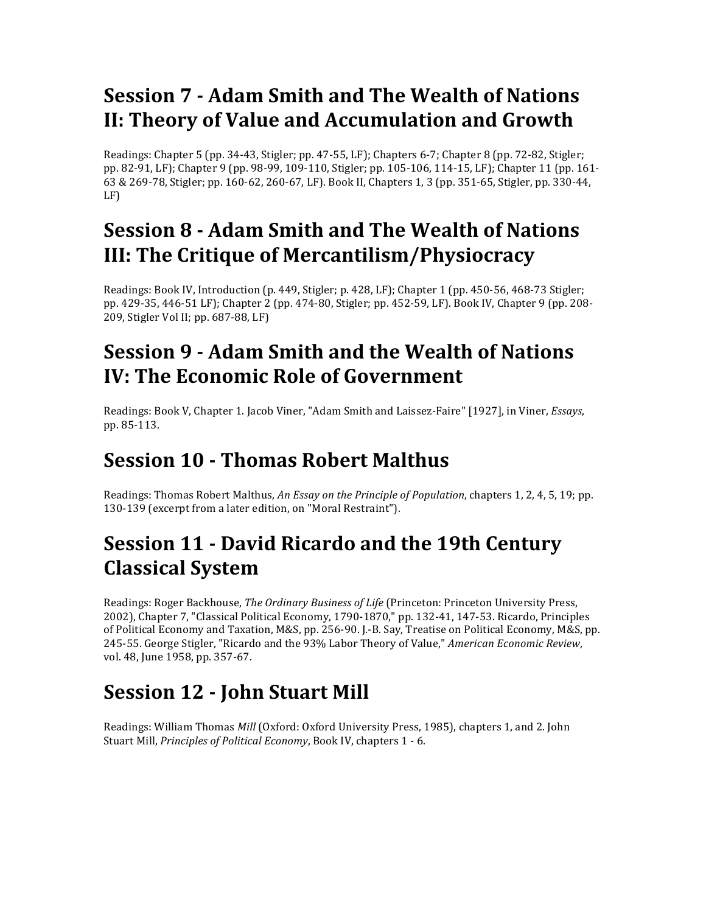## Session 7 - Adam Smith and The Wealth of Nations II: Theory of Value and Accumulation and Growth

Readings: Chapter 5 (pp. 34-43, Stigler; pp. 47-55, LF); Chapters 6-7; Chapter 8 (pp. 72-82, Stigler; pp. 82-91, LF); Chapter 9 (pp. 98-99, 109-110, Stigler; pp. 105-106, 114-15, LF); Chapter 11 (pp. 161-63 & 269-78, Stigler; pp. 160-62, 260-67, LF). Book II, Chapters 1, 3 (pp. 351-65, Stigler, pp. 330-44, LF)

## Session 8 - Adam Smith and The Wealth of Nations III: The Critique of Mercantilism/Physiocracy

Readings: Book IV, Introduction (p. 449, Stigler; p. 428, LF); Chapter 1 (pp. 450-56, 468-73 Stigler; pp. 429-35, 446-51 LF); Chapter 2 (pp. 474-80, Stigler; pp. 452-59, LF). Book IV, Chapter 9 (pp. 208-209, Stigler Vol II; pp. 687-88, LF)

## Session 9 - Adam Smith and the Wealth of Nations IV: The Economic Role of Government

Readings: Book V, Chapter 1. Jacob Viner, "Adam Smith and Laissez-Faire" [1927], in Viner, *Essays*, pp. 85-113.

## Session 10 - Thomas Robert Malthus

Readings: Thomas Robert Malthus, *An Essay on the Principle of Population*, chapters 1, 2, 4, 5, 19; pp. 130-139 (excerpt from a later edition, on "Moral Restraint").

## Session 11 - David Ricardo and the 19th Century Classical System

Readings: Roger Backhouse, *The Ordinary Business of Life* (Princeton: Princeton University Press, 2002), Chapter 7, "Classical Political Economy, 1790-1870," pp. 132-41, 147-53. Ricardo, Principles of Political Economy and Taxation, M&S, pp. 256-90. J.-B. Say, Treatise on Political Economy, M&S, pp. 245-55. George Stigler, "Ricardo and the 93% Labor Theory of Value," *American Economic Review*, vol. 48, June 1958, pp. 357-67.

## Session 12 - John Stuart Mill

Readings: William Thomas *Mill* (Oxford: Oxford University Press, 1985), chapters 1, and 2. John Stuart Mill, *Principles of Political Economy*, Book IV, chapters 1 - 6.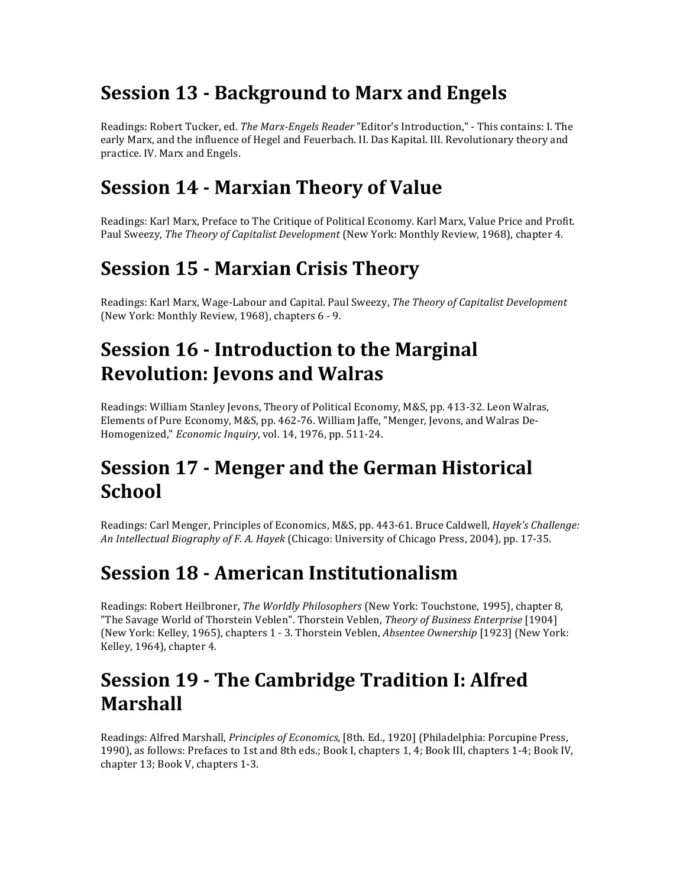## Session 13 - Background to Marx and Engels

Readings: Robert Tucker, ed. *The Marx-Engels Reader* "Editor's Introduction," - This contains: I. The early Marx, and the influence of Hegel and Feuerbach. II. Das Kapital. III. Revolutionary theory and practice. IV. Marx and Engels.

## Session 14 - Marxian Theory of Value

Readings: Karl Marx, Preface to The Critique of Political Economy. Karl Marx, Value Price and Profit. Paul Sweezy, *The Theory of Capitalist Development* (New York: Monthly Review, 1968), chapter 4.

## Session 15 - Marxian Crisis Theory

Readings: Karl Marx, Wage-Labour and Capital. Paul Sweezy, *The Theory of Capitalist Development* (New York: Monthly Review, 1968), chapters 6 - 9.

## Session 16 - Introduction to the Marginal Revolution: Jevons and Walras

Readings: William Stanley Jevons, Theory of Political Economy, M&S, pp. 413-32. Leon Walras, Elements of Pure Economy, M&S, pp. 462-76. William Jaffe, "Menger, Jevons, and Walras De-Homogenized," *Economic Inquiry*, vol. 14, 1976, pp. 511-24.

## Session 17 - Menger and the German Historical School

Readings: Carl Menger, Principles of Economics, M&S, pp. 443-61. Bruce Caldwell, *Hayek's Challenge: An Intellectual Biography of F. A. Hayek* (Chicago: University of Chicago Press, 2004), pp. 17-35.

## Session 18 - American Institutionalism

Readings: Robert Heilbroner, *The Worldly Philosophers* (New York: Touchstone, 1995), chapter 8, "The Savage World of Thorstein Veblen". Thorstein Veblen, *Theory of Business Enterprise* [1904] (New York: Kelley, 1965), chapters 1 - 3. Thorstein Veblen, *Absentee Ownership* [1923] (New York: Kelley, 1964), chapter 4.

## Session 19 - The Cambridge Tradition I: Alfred Marshall

Readings: Alfred Marshall, *Principles of Economics,* [8th. Ed., 1920] (Philadelphia: Porcupine Press, 1990), as follows: Prefaces to 1st and 8th eds.; Book I, chapters 1, 4; Book III, chapters 1-4; Book IV, chapter 13; Book V, chapters 1-3.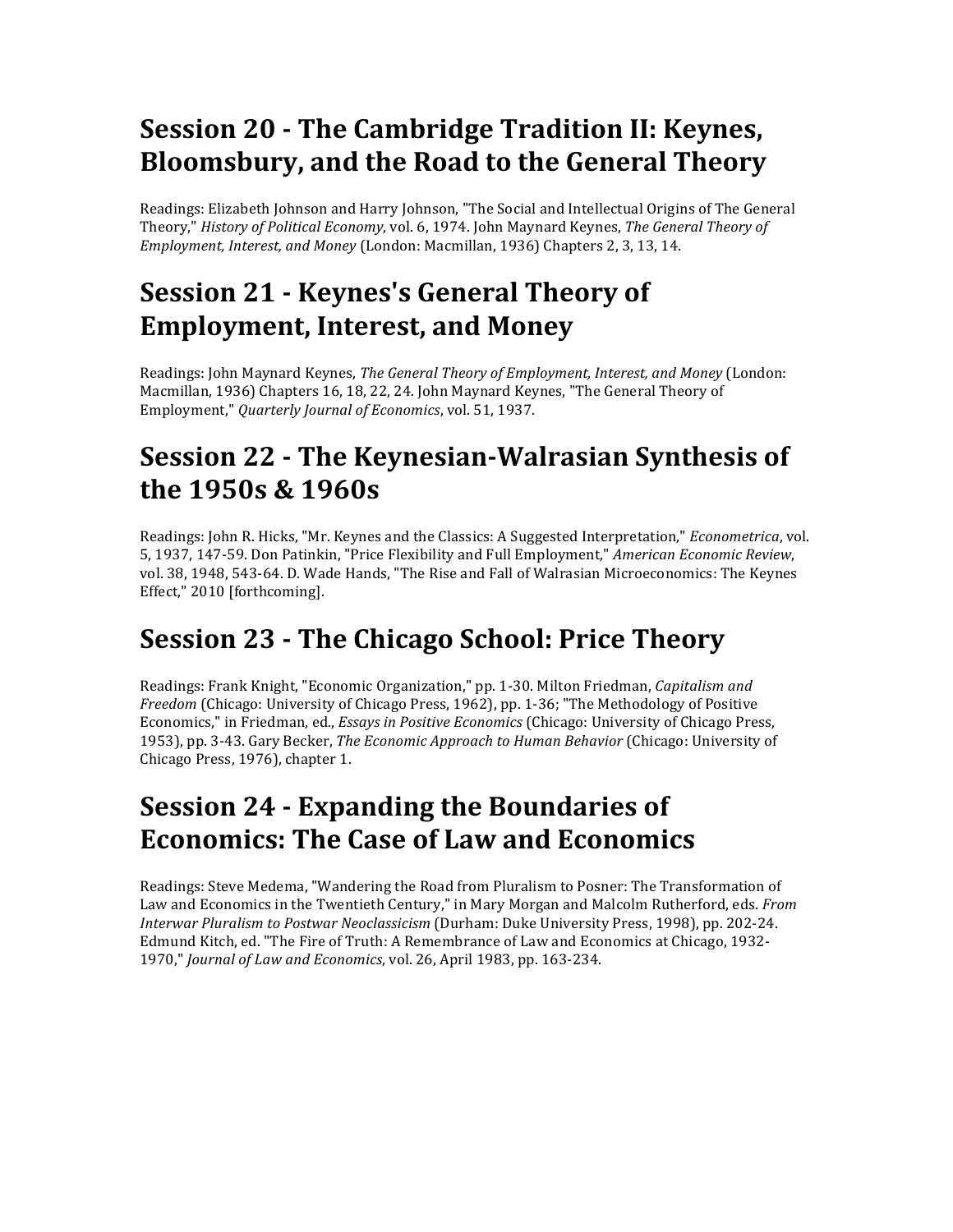## Session 20 - The Cambridge Tradition II: Keynes, Bloomsbury, and the Road to the General Theory

Readings: Elizabeth Johnson and Harry Johnson, "The Social and Intellectual Origins of The General Theory," *History of Political Economy*, vol. 6, 1974. John Maynard Keynes, *The General Theory of Employment, Interest, and Money* (London: Macmillan, 1936) Chapters 2, 3, 13, 14.

## Session 21 - Keynes's General Theory of Employment, Interest, and Money

Readings: John Maynard Keynes, *The General Theory of Employment, Interest, and Money* (London: Macmillan, 1936) Chapters 16, 18, 22, 24. John Maynard Keynes, "The General Theory of Employment," *Quarterly Journal of Economics*, vol. 51, 1937.

## Session 22 - The Keynesian-Walrasian Synthesis of the 1950s & 1960s

Readings: John R. Hicks, "Mr. Keynes and the Classics: A Suggested Interpretation," *Econometrica*, vol. 5, 1937, 147-59. Don Patinkin, "Price Flexibility and Full Employment," *American Economic Review*, vol. 38, 1948, 543-64. D. Wade Hands, "The Rise and Fall of Walrasian Microeconomics: The Keynes Effect," 2010 [forthcoming].

## Session 23 - The Chicago School: Price Theory

Readings: Frank Knight, "Economic Organization," pp. 1-30. Milton Friedman, *Capitalism and Freedom* (Chicago: University of Chicago Press, 1962), pp. 1-36; "The Methodology of Positive Economics," in Friedman, ed., *Essays in Positive Economics* (Chicago: University of Chicago Press, 1953), pp. 3-43. Gary Becker, *The Economic Approach to Human Behavior* (Chicago: University of Chicago Press, 1976), chapter 1.

## Session 24 - Expanding the Boundaries of Economics: The Case of Law and Economics

Readings: Steve Medema, "Wandering the Road from Pluralism to Posner: The Transformation of Law and Economics in the Twentieth Century," in Mary Morgan and Malcolm Rutherford, eds. *From Interwar Pluralism to Postwar Neoclassicism* (Durham: Duke University Press, 1998), pp. 202-24. Edmund Kitch, ed. "The Fire of Truth: A Remembrance of Law and Economics at Chicago, 1932-1970," *Journal of Law and Economics*, vol. 26, April 1983, pp. 163-234.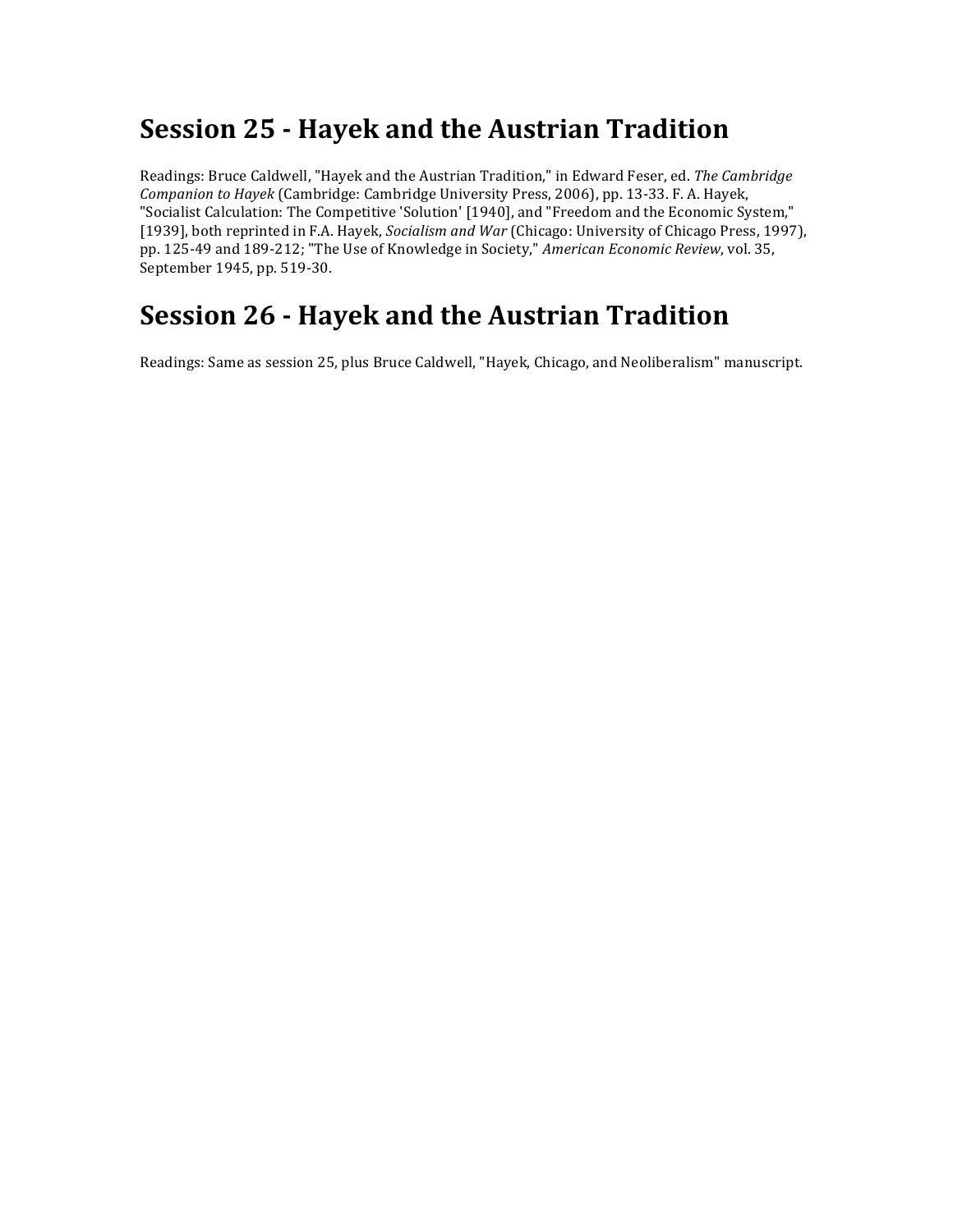# Session 25 - Hayek and the Austrian Tradition

Readings: Bruce Caldwell, "Hayek and the Austrian Tradition," in Edward Feser, ed. *The Cambridge Companion to Hayek* (Cambridge: Cambridge University Press, 2006), pp. 13-33. F. A. Hayek, "Socialist Calculation: The Competitive 'Solution' [1940], and "Freedom and the Economic System," [1939], both reprinted in F.A. Hayek, *Socialism and War* (Chicago: University of Chicago Press, 1997), pp. 125-49 and 189-212; "The Use of Knowledge in Society," *American Economic Review*, vol. 35, September 1945, pp. 519-30.

# Session 26 - Hayek and the Austrian Tradition

Readings: Same as session 25, plus Bruce Caldwell, "Hayek, Chicago, and Neoliberalism" manuscript.